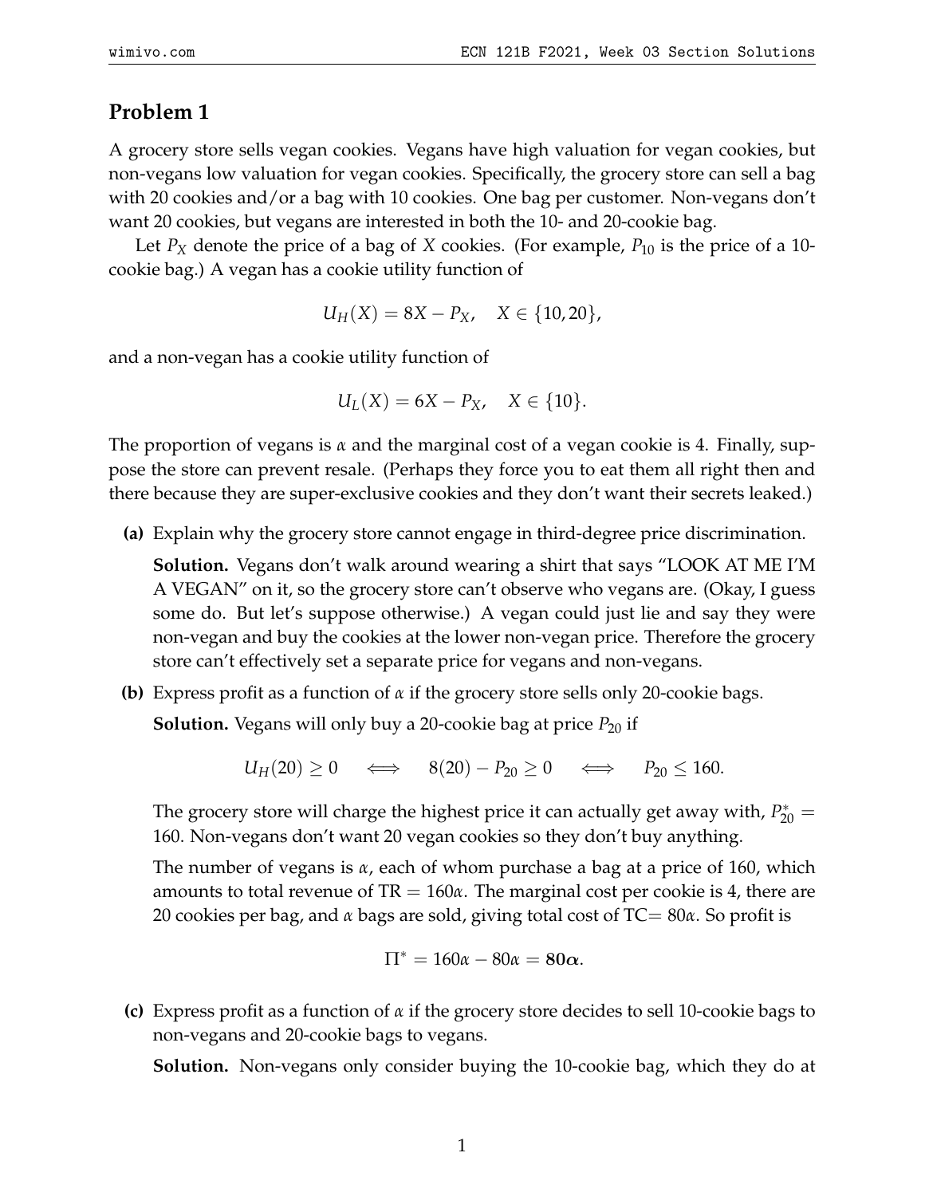## Problem 1

A grocery store sells vegan cookies. Vegans have high valuation for vegan cookies, but non-vegans low valuation for vegan cookies. Specifically, the grocery store can sell a bag with 20 cookies and/or a bag with 10 cookies. One bag per customer. Non-vegans don't want 20 cookies, but vegans are interested in both the 10- and 20-cookie bag.

Let $P_X$ denote the price of a bag of $X$ cookies. (For example, $P_{10}$ is the price of a 10-cookie bag.) A vegan has a cookie utility function of

$$U_H(X) = 8X - P_X, \quad X \in \{10, 20\},$$

and a non-vegan has a cookie utility function of

$$U_L(X) = 6X - P_X, \quad X \in \{10\}.$$

The proportion of vegans is $\alpha$ and the marginal cost of a vegan cookie is 4. Finally, suppose the store can prevent resale. (Perhaps they force you to eat them all right then and there because they are super-exclusive cookies and they don't want their secrets leaked.)

**(a)** Explain why the grocery store cannot engage in third-degree price discrimination.

**Solution.** Vegans don't walk around wearing a shirt that says "LOOK AT ME I'M A VEGAN" on it, so the grocery store can't observe who vegans are. (Okay, I guess some do. But let's suppose otherwise.) A vegan could just lie and say they were non-vegan and buy the cookies at the lower non-vegan price. Therefore the grocery store can't effectively set a separate price for vegans and non-vegans.

**(b)** Express profit as a function of $\alpha$ if the grocery store sells only 20-cookie bags.

**Solution.** Vegans will only buy a 20-cookie bag at price $P_{20}$ if

$$U_H(20) \geq 0 \quad \iff \quad 8(20) - P_{20} \geq 0 \quad \iff \quad P_{20} \leq 160.$$

The grocery store will charge the highest price it can actually get away with, $P_{20}^* = 160$. Non-vegans don't want 20 vegan cookies so they don't buy anything.

The number of vegans is $\alpha$, each of whom purchase a bag at a price of 160, which amounts to total revenue of $\text{TR} = 160\alpha$. The marginal cost per cookie is 4, there are 20 cookies per bag, and $\alpha$ bags are sold, giving total cost of $\text{TC} = 80\alpha$. So profit is

$$\Pi^* = 160\alpha - 80\alpha = \mathbf{80\alpha}.$$

**(c)** Express profit as a function of $\alpha$ if the grocery store decides to sell 10-cookie bags to non-vegans and 20-cookie bags to vegans.

**Solution.** Non-vegans only consider buying the 10-cookie bag, which they do at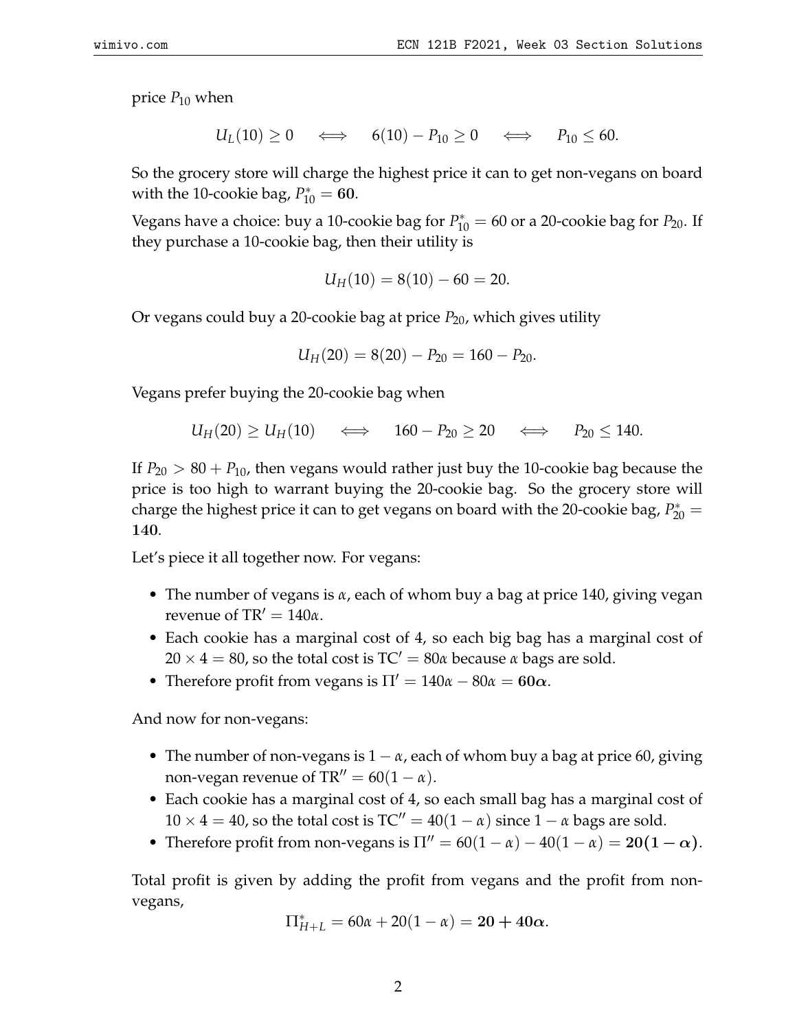price $P_{10}$ when

$$U_L(10) \geq 0 \quad \iff \quad 6(10) - P_{10} \geq 0 \quad \iff \quad P_{10} \leq 60.$$

So the grocery store will charge the highest price it can to get non-vegans on board with the 10-cookie bag, $P_{10}^* = \mathbf{60}$.

Vegans have a choice: buy a 10-cookie bag for $P_{10}^* = 60$ or a 20-cookie bag for $P_{20}$. If they purchase a 10-cookie bag, then their utility is

$$U_H(10) = 8(10) - 60 = 20.$$

Or vegans could buy a 20-cookie bag at price $P_{20}$, which gives utility

$$U_H(20) = 8(20) - P_{20} = 160 - P_{20}.$$

Vegans prefer buying the 20-cookie bag when

$$U_H(20) \geq U_H(10) \quad \iff \quad 160 - P_{20} \geq 20 \quad \iff \quad P_{20} \leq 140.$$

If $P_{20} > 80 + P_{10}$, then vegans would rather just buy the 10-cookie bag because the price is too high to warrant buying the 20-cookie bag. So the grocery store will charge the highest price it can to get vegans on board with the 20-cookie bag, $P_{20}^* = \mathbf{140}$.

Let's piece it all together now. For vegans:

- The number of vegans is $\alpha$, each of whom buy a bag at price 140, giving vegan revenue of $\text{TR}' = 140\alpha$.
- Each cookie has a marginal cost of 4, so each big bag has a marginal cost of $20 \times 4 = 80$, so the total cost is $\text{TC}' = 80\alpha$ because $\alpha$ bags are sold.
- Therefore profit from vegans is $\Pi' = 140\alpha - 80\alpha = \mathbf{60\alpha}$.

And now for non-vegans:

- The number of non-vegans is $1 - \alpha$, each of whom buy a bag at price 60, giving non-vegan revenue of $\text{TR}'' = 60(1 - \alpha)$.
- Each cookie has a marginal cost of 4, so each small bag has a marginal cost of $10 \times 4 = 40$, so the total cost is $\text{TC}'' = 40(1 - \alpha)$ since $1 - \alpha$ bags are sold.
- Therefore profit from non-vegans is $\Pi'' = 60(1 - \alpha) - 40(1 - \alpha) = \mathbf{20(1 - \alpha)}$.

Total profit is given by adding the profit from vegans and the profit from non-vegans,

$$\Pi_{H+L}^* = 60\alpha + 20(1 - \alpha) = \mathbf{20 + 40\alpha}.$$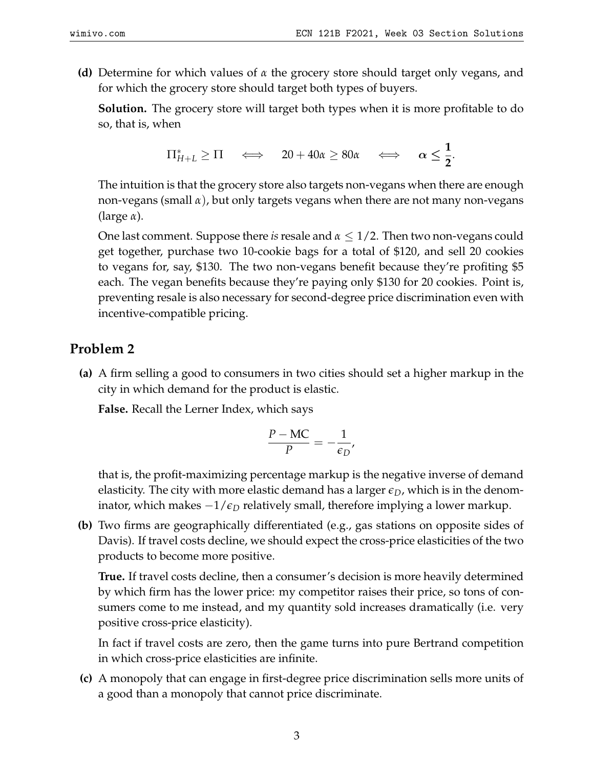**(d)** Determine for which values of $\alpha$ the grocery store should target only vegans, and for which the grocery store should target both types of buyers.

**Solution.** The grocery store will target both types when it is more profitable to do so, that is, when

$$\Pi^*_{H+L} \geq \Pi \quad \iff \quad 20 + 40\alpha \geq 80\alpha \quad \iff \quad \boldsymbol{\alpha \leq \frac{1}{2}}.$$

The intuition is that the grocery store also targets non-vegans when there are enough non-vegans (small $\alpha$), but only targets vegans when there are not many non-vegans (large $\alpha$).

One last comment. Suppose there *is* resale and $\alpha \leq 1/2$. Then two non-vegans could get together, purchase two 10-cookie bags for a total of \$120, and sell 20 cookies to vegans for, say, \$130. The two non-vegans benefit because they're profiting \$5 each. The vegan benefits because they're paying only \$130 for 20 cookies. Point is, preventing resale is also necessary for second-degree price discrimination even with incentive-compatible pricing.

## Problem 2

**(a)** A firm selling a good to consumers in two cities should set a higher markup in the city in which demand for the product is elastic.

**False.** Recall the Lerner Index, which says

$$\frac{P - \text{MC}}{P} = -\frac{1}{\epsilon_D},$$

that is, the profit-maximizing percentage markup is the negative inverse of demand elasticity. The city with more elastic demand has a larger $\epsilon_D$, which is in the denominator, which makes $-1/\epsilon_D$ relatively small, therefore implying a lower markup.

**(b)** Two firms are geographically differentiated (e.g., gas stations on opposite sides of Davis). If travel costs decline, we should expect the cross-price elasticities of the two products to become more positive.

**True.** If travel costs decline, then a consumer's decision is more heavily determined by which firm has the lower price: my competitor raises their price, so tons of consumers come to me instead, and my quantity sold increases dramatically (i.e. very positive cross-price elasticity).

In fact if travel costs are zero, then the game turns into pure Bertrand competition in which cross-price elasticities are infinite.

**(c)** A monopoly that can engage in first-degree price discrimination sells more units of a good than a monopoly that cannot price discriminate.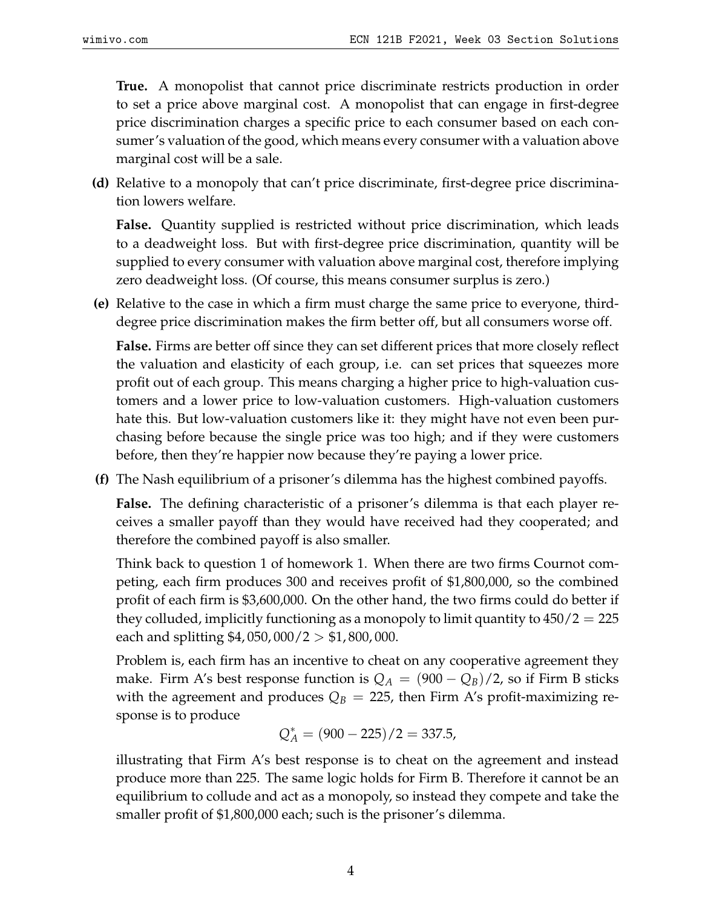**True.** A monopolist that cannot price discriminate restricts production in order to set a price above marginal cost. A monopolist that can engage in first-degree price discrimination charges a specific price to each consumer based on each consumer's valuation of the good, which means every consumer with a valuation above marginal cost will be a sale.

**(d)** Relative to a monopoly that can't price discriminate, first-degree price discrimination lowers welfare.

**False.** Quantity supplied is restricted without price discrimination, which leads to a deadweight loss. But with first-degree price discrimination, quantity will be supplied to every consumer with valuation above marginal cost, therefore implying zero deadweight loss. (Of course, this means consumer surplus is zero.)

**(e)** Relative to the case in which a firm must charge the same price to everyone, third-degree price discrimination makes the firm better off, but all consumers worse off.

**False.** Firms are better off since they can set different prices that more closely reflect the valuation and elasticity of each group, i.e. can set prices that squeezes more profit out of each group. This means charging a higher price to high-valuation customers and a lower price to low-valuation customers. High-valuation customers hate this. But low-valuation customers like it: they might have not even been purchasing before because the single price was too high; and if they were customers before, then they're happier now because they're paying a lower price.

**(f)** The Nash equilibrium of a prisoner's dilemma has the highest combined payoffs.

**False.** The defining characteristic of a prisoner's dilemma is that each player receives a smaller payoff than they would have received had they cooperated; and therefore the combined payoff is also smaller.

Think back to question 1 of homework 1. When there are two firms Cournot competing, each firm produces 300 and receives profit of \$1,800,000, so the combined profit of each firm is \$3,600,000. On the other hand, the two firms could do better if they colluded, implicitly functioning as a monopoly to limit quantity to $450/2 = 225$ each and splitting $\$4,050,000/2 > \$1,800,000$.

Problem is, each firm has an incentive to cheat on any cooperative agreement they make. Firm A's best response function is $Q_A = (900 - Q_B)/2$, so if Firm B sticks with the agreement and produces $Q_B = 225$, then Firm A's profit-maximizing response is to produce

$$Q_A^* = (900 - 225)/2 = 337.5,$$

illustrating that Firm A's best response is to cheat on the agreement and instead produce more than 225. The same logic holds for Firm B. Therefore it cannot be an equilibrium to collude and act as a monopoly, so instead they compete and take the smaller profit of \$1,800,000 each; such is the prisoner's dilemma.